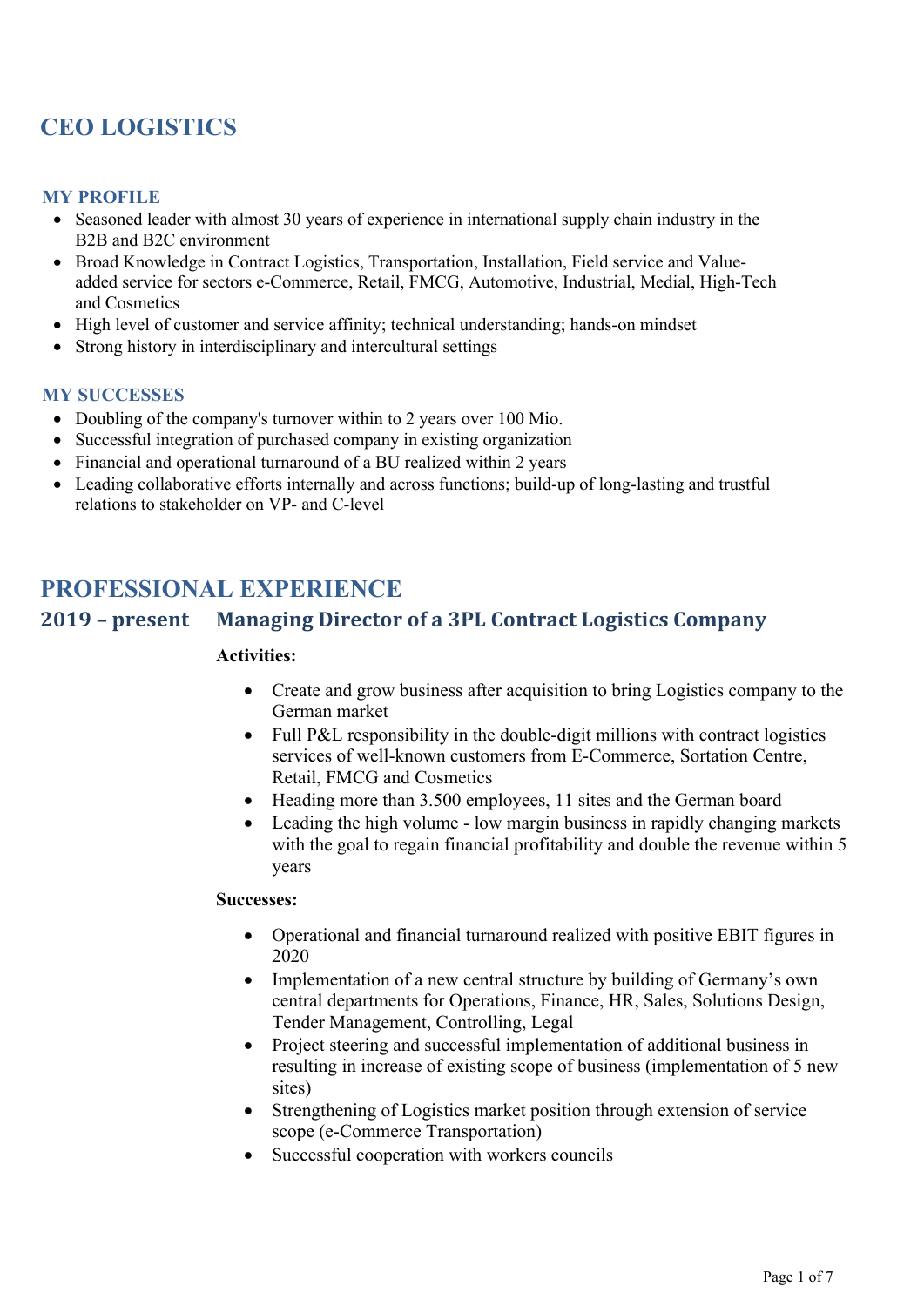# CEO LOGISTICS

### MY PROFILE

- Seasoned leader with almost 30 years of experience in international supply chain industry in the B2B and B2C environment
- Broad Knowledge in Contract Logistics, Transportation, Installation, Field service and Value-added service for sectors e-Commerce, Retail, FMCG, Automotive, Industrial, Medial, High-Tech and Cosmetics
- High level of customer and service affinity; technical understanding; hands-on mindset
- Strong history in interdisciplinary and intercultural settings

### MY SUCCESSES

- Doubling of the company's turnover within to 2 years over 100 Mio.
- Successful integration of purchased company in existing organization
- Financial and operational turnaround of a BU realized within 2 years
- Leading collaborative efforts internally and across functions; build-up of long-lasting and trustful relations to stakeholder on VP- and C-level

## PROFESSIONAL EXPERIENCE

### 2019 – present Managing Director of a 3PL Contract Logistics Company

**Activities:**

- Create and grow business after acquisition to bring Logistics company to the German market
- Full P&L responsibility in the double-digit millions with contract logistics services of well-known customers from E-Commerce, Sortation Centre, Retail, FMCG and Cosmetics
- Heading more than 3.500 employees, 11 sites and the German board
- Leading the high volume - low margin business in rapidly changing markets with the goal to regain financial profitability and double the revenue within 5 years

**Successes:**

- Operational and financial turnaround realized with positive EBIT figures in 2020
- Implementation of a new central structure by building of Germany's own central departments for Operations, Finance, HR, Sales, Solutions Design, Tender Management, Controlling, Legal
- Project steering and successful implementation of additional business in resulting in increase of existing scope of business (implementation of 5 new sites)
- Strengthening of Logistics market position through extension of service scope (e-Commerce Transportation)
- Successful cooperation with workers councils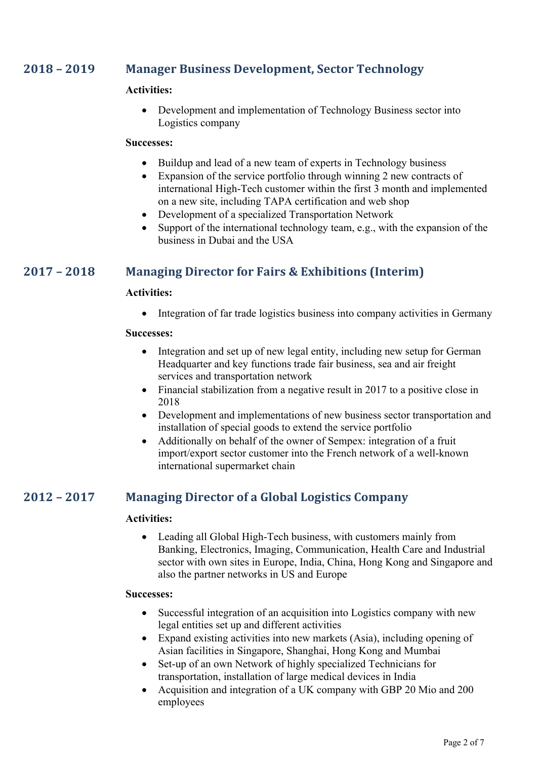## 2018 – 2019 Manager Business Development, Sector Technology

**Activities:**

- Development and implementation of Technology Business sector into Logistics company

**Successes:**

- Buildup and lead of a new team of experts in Technology business
- Expansion of the service portfolio through winning 2 new contracts of international High-Tech customer within the first 3 month and implemented on a new site, including TAPA certification and web shop
- Development of a specialized Transportation Network
- Support of the international technology team, e.g., with the expansion of the business in Dubai and the USA

## 2017 – 2018 Managing Director for Fairs & Exhibitions (Interim)

**Activities:**

- Integration of far trade logistics business into company activities in Germany

**Successes:**

- Integration and set up of new legal entity, including new setup for German Headquarter and key functions trade fair business, sea and air freight services and transportation network
- Financial stabilization from a negative result in 2017 to a positive close in 2018
- Development and implementations of new business sector transportation and installation of special goods to extend the service portfolio
- Additionally on behalf of the owner of Sempex: integration of a fruit import/export sector customer into the French network of a well-known international supermarket chain

## 2012 – 2017 Managing Director of a Global Logistics Company

**Activities:**

- Leading all Global High-Tech business, with customers mainly from Banking, Electronics, Imaging, Communication, Health Care and Industrial sector with own sites in Europe, India, China, Hong Kong and Singapore and also the partner networks in US and Europe

**Successes:**

- Successful integration of an acquisition into Logistics company with new legal entities set up and different activities
- Expand existing activities into new markets (Asia), including opening of Asian facilities in Singapore, Shanghai, Hong Kong and Mumbai
- Set-up of an own Network of highly specialized Technicians for transportation, installation of large medical devices in India
- Acquisition and integration of a UK company with GBP 20 Mio and 200 employees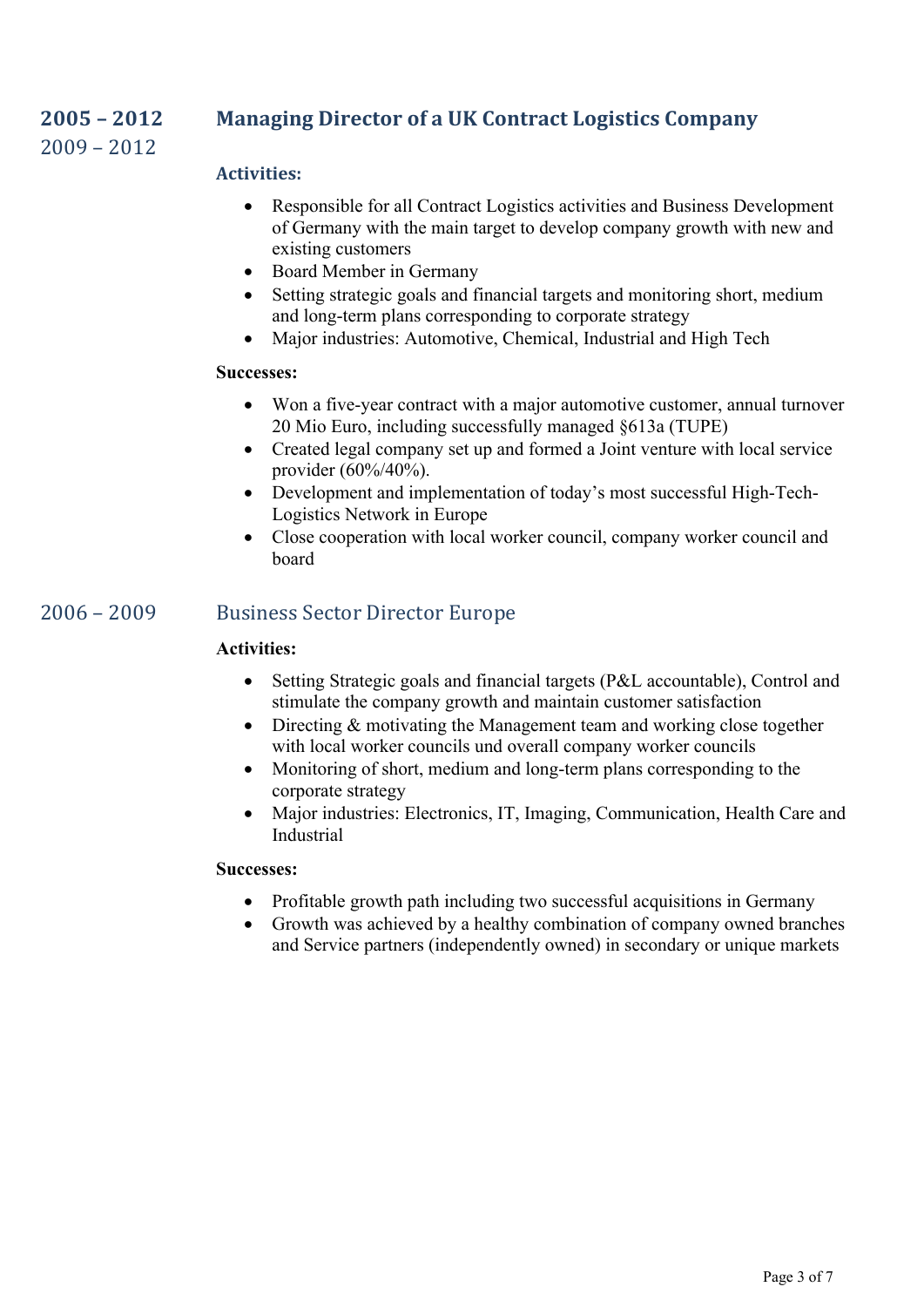## 2005 – 2012 Managing Director of a UK Contract Logistics Company

2009 – 2012

### Activities:

- Responsible for all Contract Logistics activities and Business Development of Germany with the main target to develop company growth with new and existing customers
- Board Member in Germany
- Setting strategic goals and financial targets and monitoring short, medium and long-term plans corresponding to corporate strategy
- Major industries: Automotive, Chemical, Industrial and High Tech

**Successes:**

- Won a five-year contract with a major automotive customer, annual turnover 20 Mio Euro, including successfully managed §613a (TUPE)
- Created legal company set up and formed a Joint venture with local service provider (60%/40%).
- Development and implementation of today's most successful High-Tech-Logistics Network in Europe
- Close cooperation with local worker council, company worker council and board

### 2006 – 2009 Business Sector Director Europe

**Activities:**

- Setting Strategic goals and financial targets (P&L accountable), Control and stimulate the company growth and maintain customer satisfaction
- Directing & motivating the Management team and working close together with local worker councils und overall company worker councils
- Monitoring of short, medium and long-term plans corresponding to the corporate strategy
- Major industries: Electronics, IT, Imaging, Communication, Health Care and Industrial

**Successes:**

- Profitable growth path including two successful acquisitions in Germany
- Growth was achieved by a healthy combination of company owned branches and Service partners (independently owned) in secondary or unique markets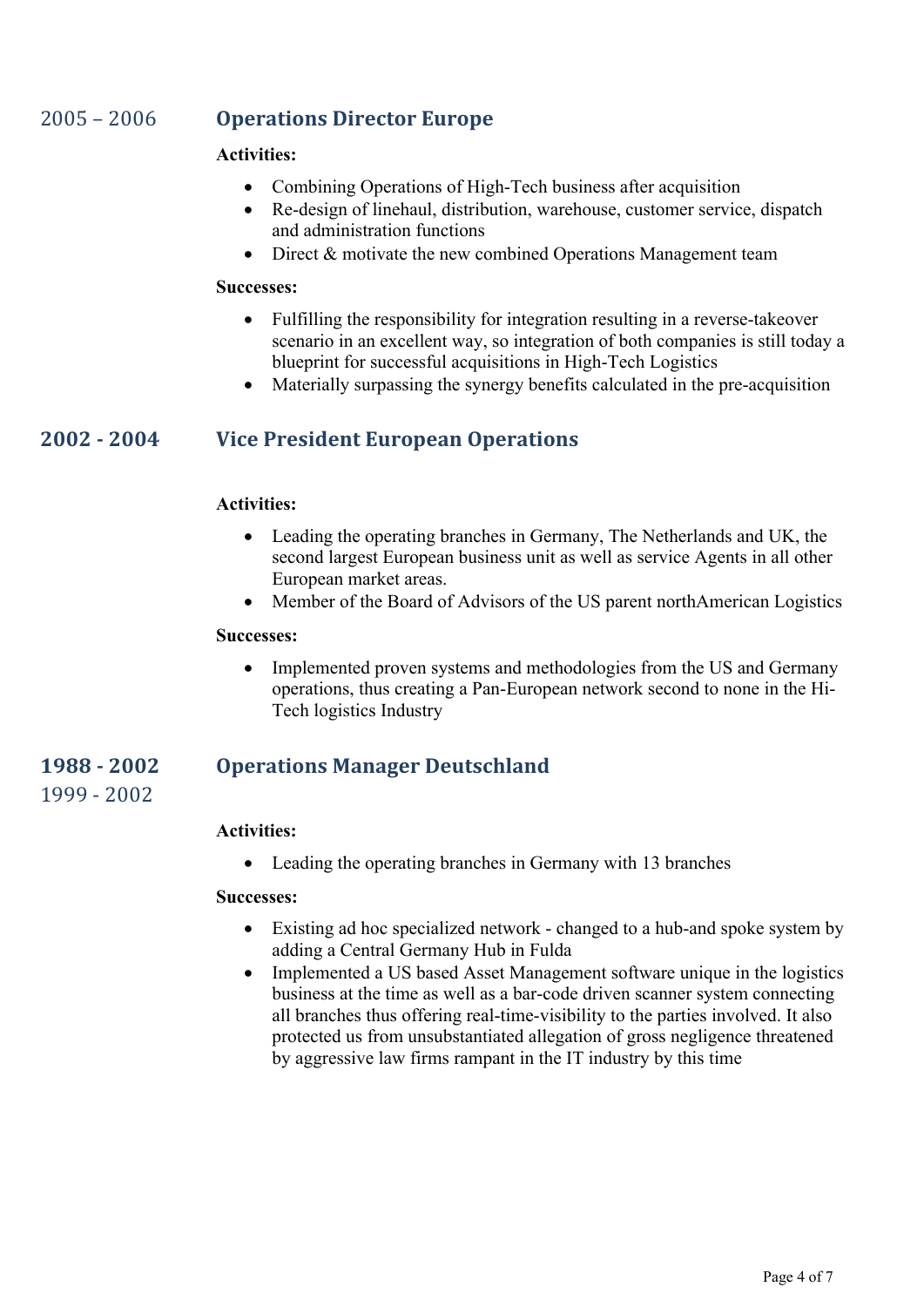## 2005 – 2006 Operations Director Europe

**Activities:**

- Combining Operations of High-Tech business after acquisition
- Re-design of linehaul, distribution, warehouse, customer service, dispatch and administration functions
- Direct & motivate the new combined Operations Management team

**Successes:**

- Fulfilling the responsibility for integration resulting in a reverse-takeover scenario in an excellent way, so integration of both companies is still today a blueprint for successful acquisitions in High-Tech Logistics
- Materially surpassing the synergy benefits calculated in the pre-acquisition

## 2002 - 2004 Vice President European Operations

**Activities:**

- Leading the operating branches in Germany, The Netherlands and UK, the second largest European business unit as well as service Agents in all other European market areas.
- Member of the Board of Advisors of the US parent northAmerican Logistics

**Successes:**

- Implemented proven systems and methodologies from the US and Germany operations, thus creating a Pan-European network second to none in the Hi-Tech logistics Industry

## 1988 - 2002 Operations Manager Deutschland

1999 - 2002

**Activities:**

- Leading the operating branches in Germany with 13 branches

**Successes:**

- Existing ad hoc specialized network - changed to a hub-and spoke system by adding a Central Germany Hub in Fulda
- Implemented a US based Asset Management software unique in the logistics business at the time as well as a bar-code driven scanner system connecting all branches thus offering real-time-visibility to the parties involved. It also protected us from unsubstantiated allegation of gross negligence threatened by aggressive law firms rampant in the IT industry by this time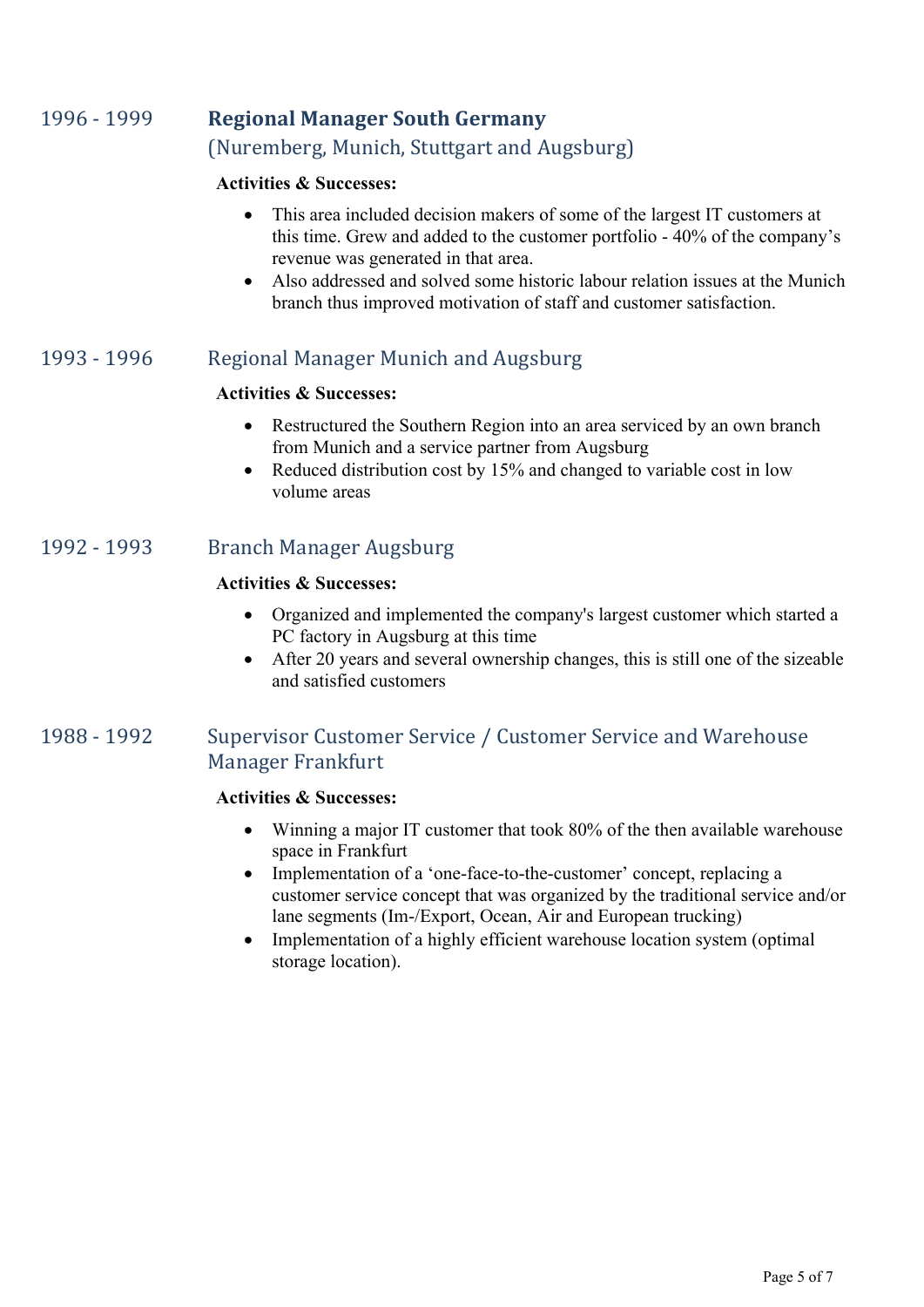## 1996 - 1999 **Regional Manager South Germany**

(Nuremberg, Munich, Stuttgart and Augsburg)

**Activities & Successes:**

- This area included decision makers of some of the largest IT customers at this time. Grew and added to the customer portfolio - 40% of the company's revenue was generated in that area.
- Also addressed and solved some historic labour relation issues at the Munich branch thus improved motivation of staff and customer satisfaction.

## 1993 - 1996 Regional Manager Munich and Augsburg

**Activities & Successes:**

- Restructured the Southern Region into an area serviced by an own branch from Munich and a service partner from Augsburg
- Reduced distribution cost by 15% and changed to variable cost in low volume areas

## 1992 - 1993 Branch Manager Augsburg

**Activities & Successes:**

- Organized and implemented the company's largest customer which started a PC factory in Augsburg at this time
- After 20 years and several ownership changes, this is still one of the sizeable and satisfied customers

## 1988 - 1992 Supervisor Customer Service / Customer Service and Warehouse Manager Frankfurt

**Activities & Successes:**

- Winning a major IT customer that took 80% of the then available warehouse space in Frankfurt
- Implementation of a 'one-face-to-the-customer' concept, replacing a customer service concept that was organized by the traditional service and/or lane segments (Im-/Export, Ocean, Air and European trucking)
- Implementation of a highly efficient warehouse location system (optimal storage location).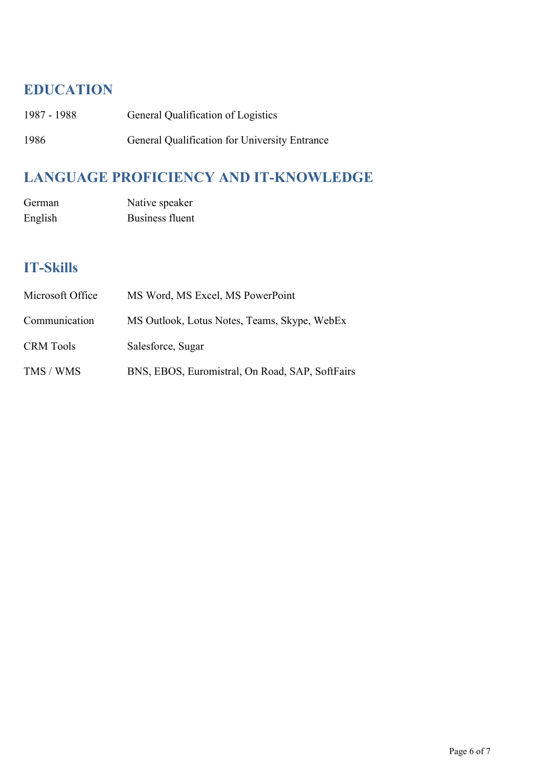## EDUCATION

| | |
|---|---|
| 1987 - 1988 | General Qualification of Logistics |
| 1986 | General Qualification for University Entrance |

## LANGUAGE PROFICIENCY AND IT-KNOWLEDGE

| | |
|---|---|
| German | Native speaker |
| English | Business fluent |

## IT-Skills

| | |
|---|---|
| Microsoft Office | MS Word, MS Excel, MS PowerPoint |
| Communication | MS Outlook, Lotus Notes, Teams, Skype, WebEx |
| CRM Tools | Salesforce, Sugar |
| TMS / WMS | BNS, EBOS, Euromistral, On Road, SAP, SoftFairs |